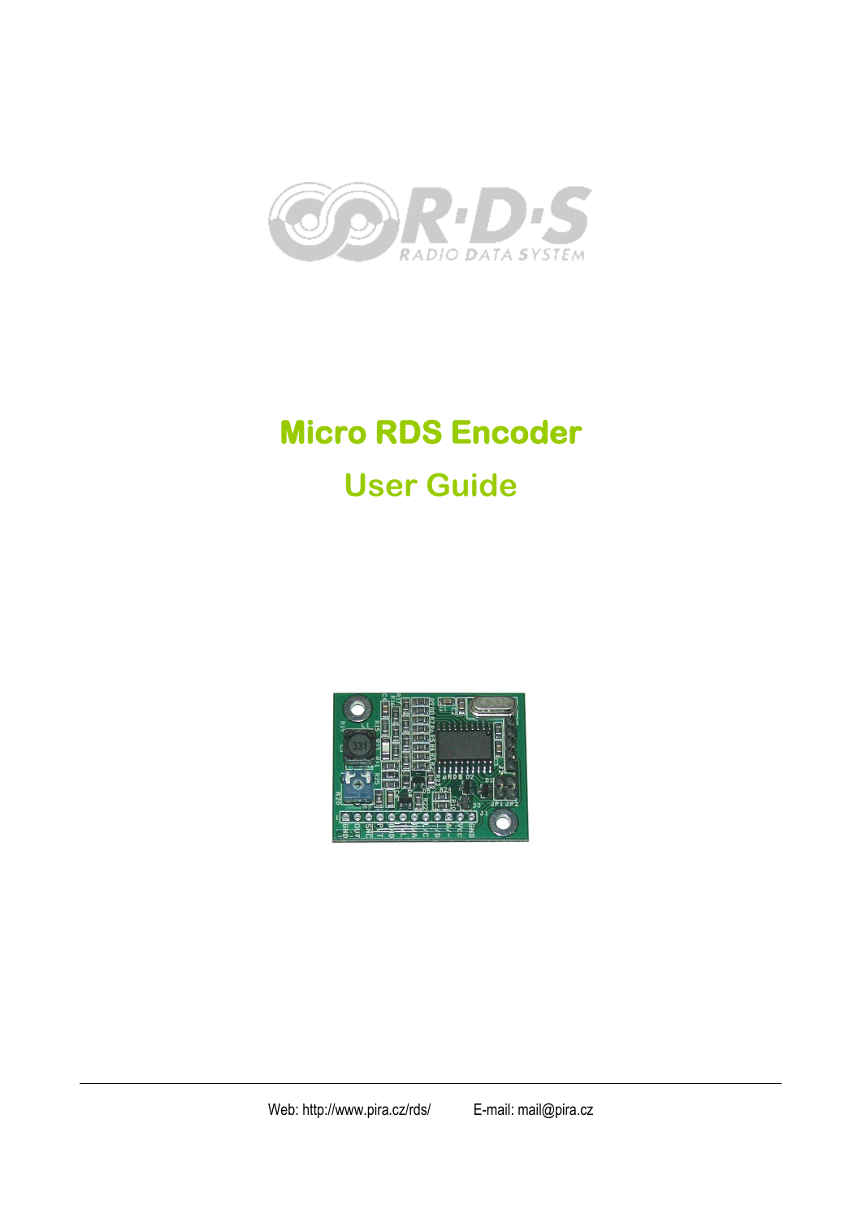# Micro RDS Encoder

## User Guide

Web: http://www.pira.cz/rds/ E-mail: mail@pira.cz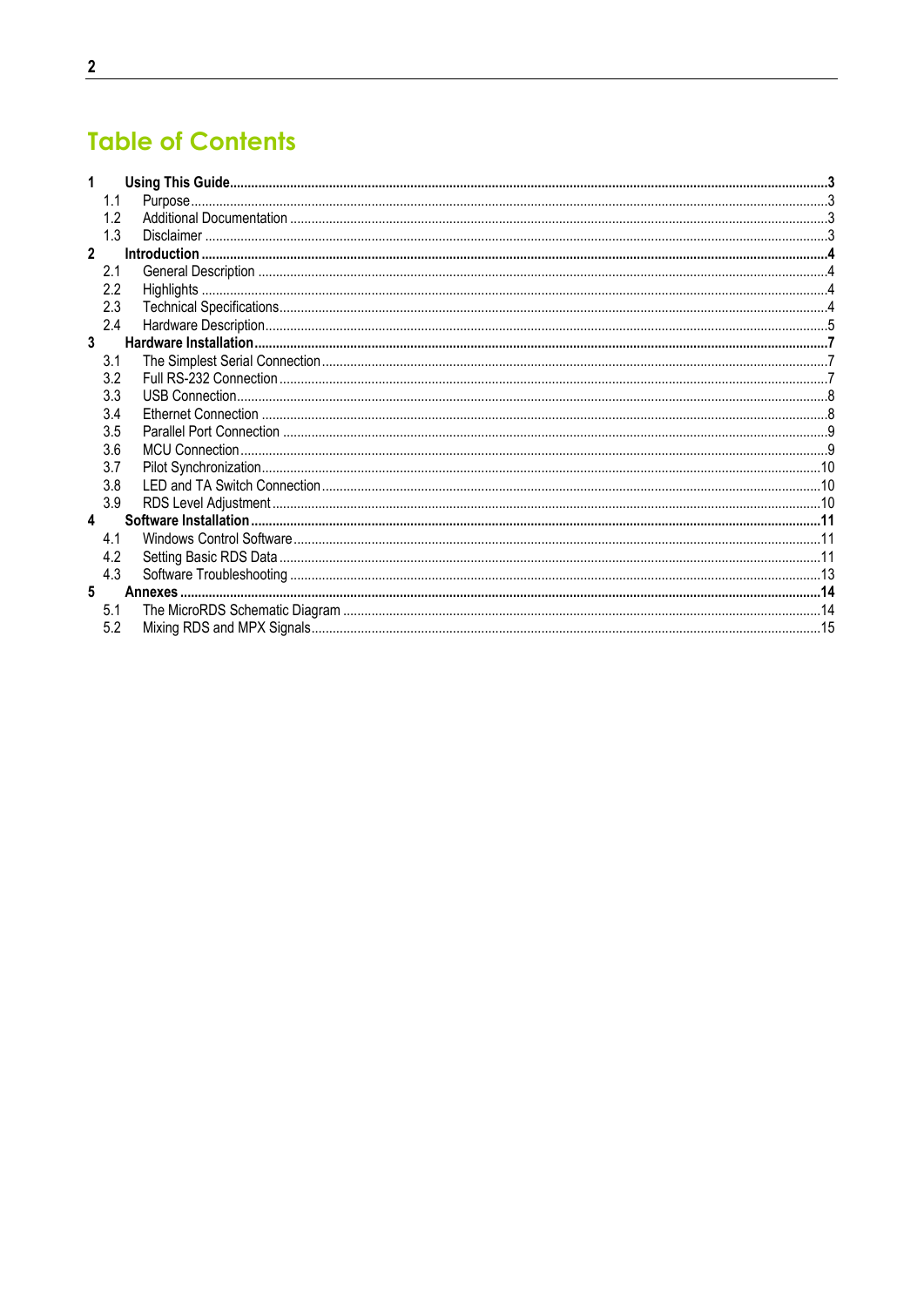# Table of Contents

**1 Using This Guide** ... **3**

- 1.1 Purpose ... 3
- 1.2 Additional Documentation ... 3
- 1.3 Disclaimer ... 3

**2 Introduction** ... **4**

- 2.1 General Description ... 4
- 2.2 Highlights ... 4
- 2.3 Technical Specifications ... 4
- 2.4 Hardware Description ... 5

**3 Hardware Installation** ... **7**

- 3.1 The Simplest Serial Connection ... 7
- 3.2 Full RS-232 Connection ... 7
- 3.3 USB Connection ... 8
- 3.4 Ethernet Connection ... 8
- 3.5 Parallel Port Connection ... 9
- 3.6 MCU Connection ... 9
- 3.7 Pilot Synchronization ... 10
- 3.8 LED and TA Switch Connection ... 10
- 3.9 RDS Level Adjustment ... 10

**4 Software Installation** ... **11**

- 4.1 Windows Control Software ... 11
- 4.2 Setting Basic RDS Data ... 11
- 4.3 Software Troubleshooting ... 13

**5 Annexes** ... **14**

- 5.1 The MicroRDS Schematic Diagram ... 14
- 5.2 Mixing RDS and MPX Signals ... 15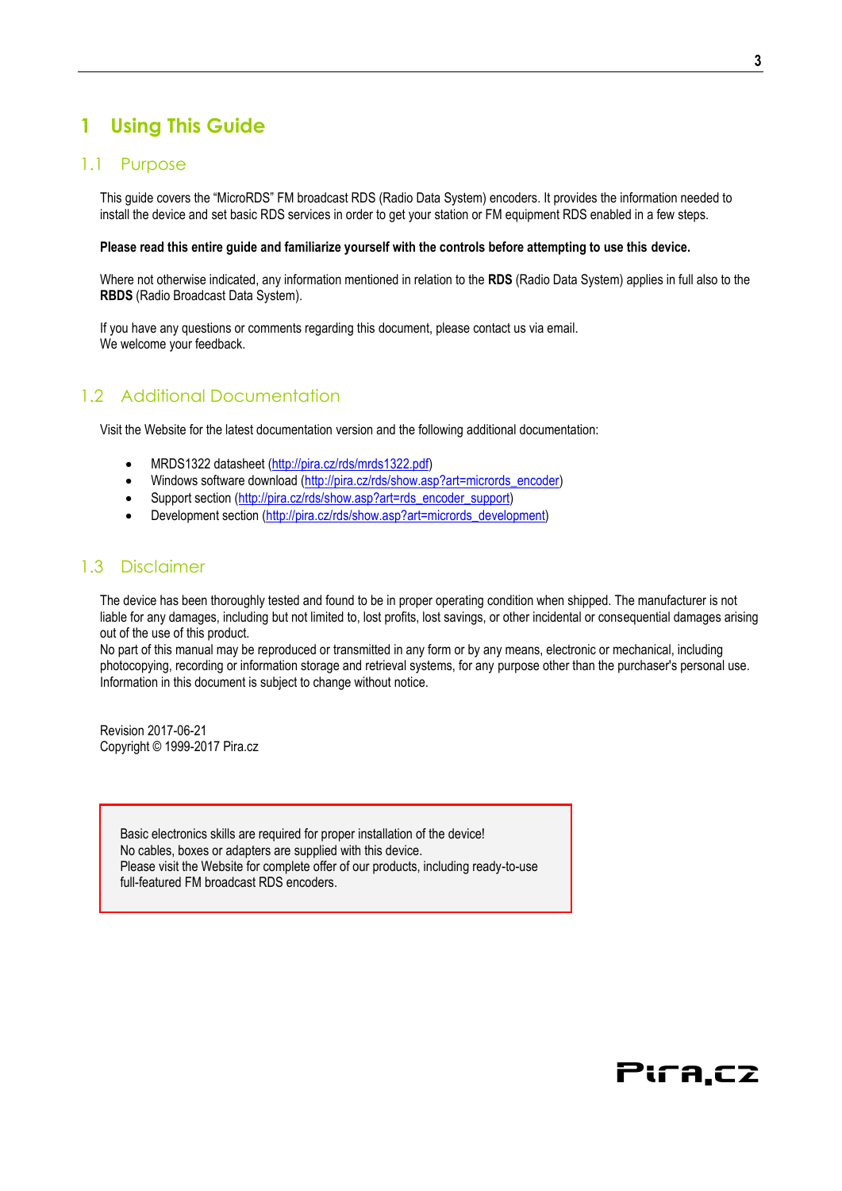# 1 Using This Guide

## 1.1 Purpose

This guide covers the “MicroRDS” FM broadcast RDS (Radio Data System) encoders. It provides the information needed to install the device and set basic RDS services in order to get your station or FM equipment RDS enabled in a few steps.

**Please read this entire guide and familiarize yourself with the controls before attempting to use this device.**

Where not otherwise indicated, any information mentioned in relation to the **RDS** (Radio Data System) applies in full also to the **RBDS** (Radio Broadcast Data System).

If you have any questions or comments regarding this document, please contact us via email.
We welcome your feedback.

## 1.2 Additional Documentation

Visit the Website for the latest documentation version and the following additional documentation:

- MRDS1322 datasheet (http://pira.cz/rds/mrds1322.pdf)
- Windows software download (http://pira.cz/rds/show.asp?art=micrords_encoder)
- Support section (http://pira.cz/rds/show.asp?art=rds_encoder_support)
- Development section (http://pira.cz/rds/show.asp?art=micrords_development)

## 1.3 Disclaimer

The device has been thoroughly tested and found to be in proper operating condition when shipped. The manufacturer is not liable for any damages, including but not limited to, lost profits, lost savings, or other incidental or consequential damages arising out of the use of this product.
No part of this manual may be reproduced or transmitted in any form or by any means, electronic or mechanical, including photocopying, recording or information storage and retrieval systems, for any purpose other than the purchaser's personal use.
Information in this document is subject to change without notice.

Revision 2017-06-21
Copyright © 1999-2017 Pira.cz

> Basic electronics skills are required for proper installation of the device!
> No cables, boxes or adapters are supplied with this device.
> Please visit the Website for complete offer of our products, including ready-to-use full-featured FM broadcast RDS encoders.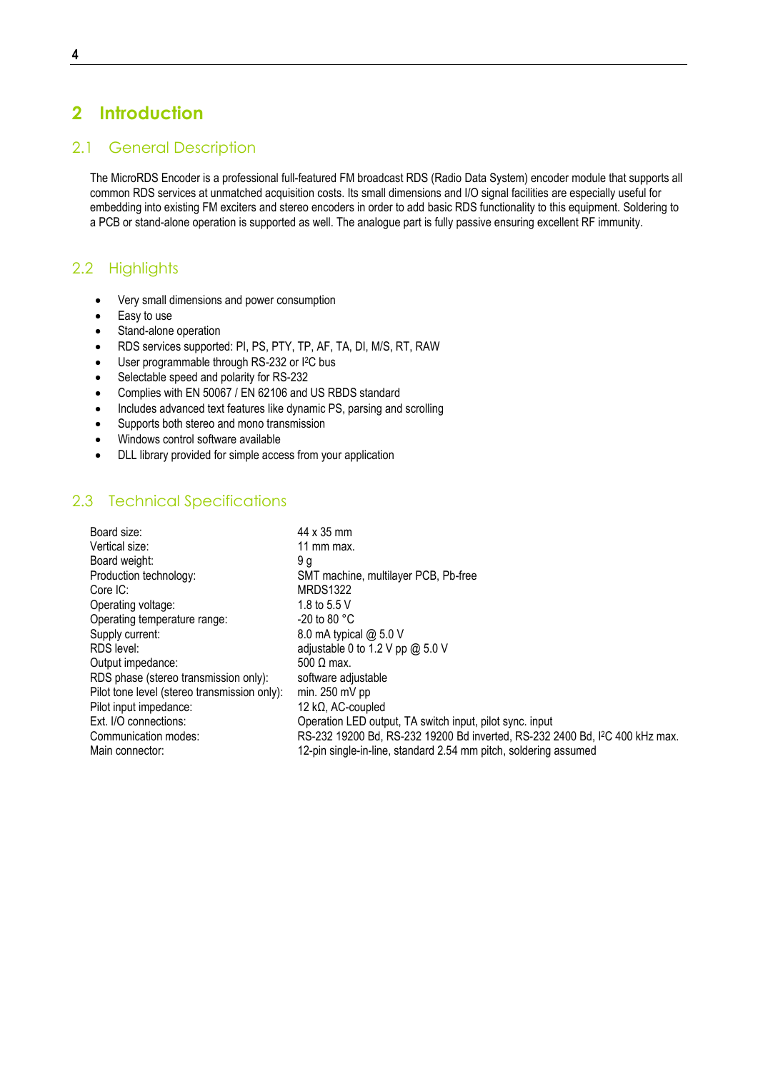# 2 Introduction

## 2.1 General Description

The MicroRDS Encoder is a professional full-featured FM broadcast RDS (Radio Data System) encoder module that supports all common RDS services at unmatched acquisition costs. Its small dimensions and I/O signal facilities are especially useful for embedding into existing FM exciters and stereo encoders in order to add basic RDS functionality to this equipment. Soldering to a PCB or stand-alone operation is supported as well. The analogue part is fully passive ensuring excellent RF immunity.

## 2.2 Highlights

- Very small dimensions and power consumption
- Easy to use
- Stand-alone operation
- RDS services supported: PI, PS, PTY, TP, AF, TA, DI, M/S, RT, RAW
- User programmable through RS-232 or I²C bus
- Selectable speed and polarity for RS-232
- Complies with EN 50067 / EN 62106 and US RBDS standard
- Includes advanced text features like dynamic PS, parsing and scrolling
- Supports both stereo and mono transmission
- Windows control software available
- DLL library provided for simple access from your application

## 2.3 Technical Specifications

| | |
|---|---|
| Board size: | 44 x 35 mm |
| Vertical size: | 11 mm max. |
| Board weight: | 9 g |
| Production technology: | SMT machine, multilayer PCB, Pb-free |
| Core IC: | MRDS1322 |
| Operating voltage: | 1.8 to 5.5 V |
| Operating temperature range: | -20 to 80 °C |
| Supply current: | 8.0 mA typical @ 5.0 V |
| RDS level: | adjustable 0 to 1.2 V pp @ 5.0 V |
| Output impedance: | 500 Ω max. |
| RDS phase (stereo transmission only): | software adjustable |
| Pilot tone level (stereo transmission only): | min. 250 mV pp |
| Pilot input impedance: | 12 kΩ, AC-coupled |
| Ext. I/O connections: | Operation LED output, TA switch input, pilot sync. input |
| Communication modes: | RS-232 19200 Bd, RS-232 19200 Bd inverted, RS-232 2400 Bd, I²C 400 kHz max. |
| Main connector: | 12-pin single-in-line, standard 2.54 mm pitch, soldering assumed |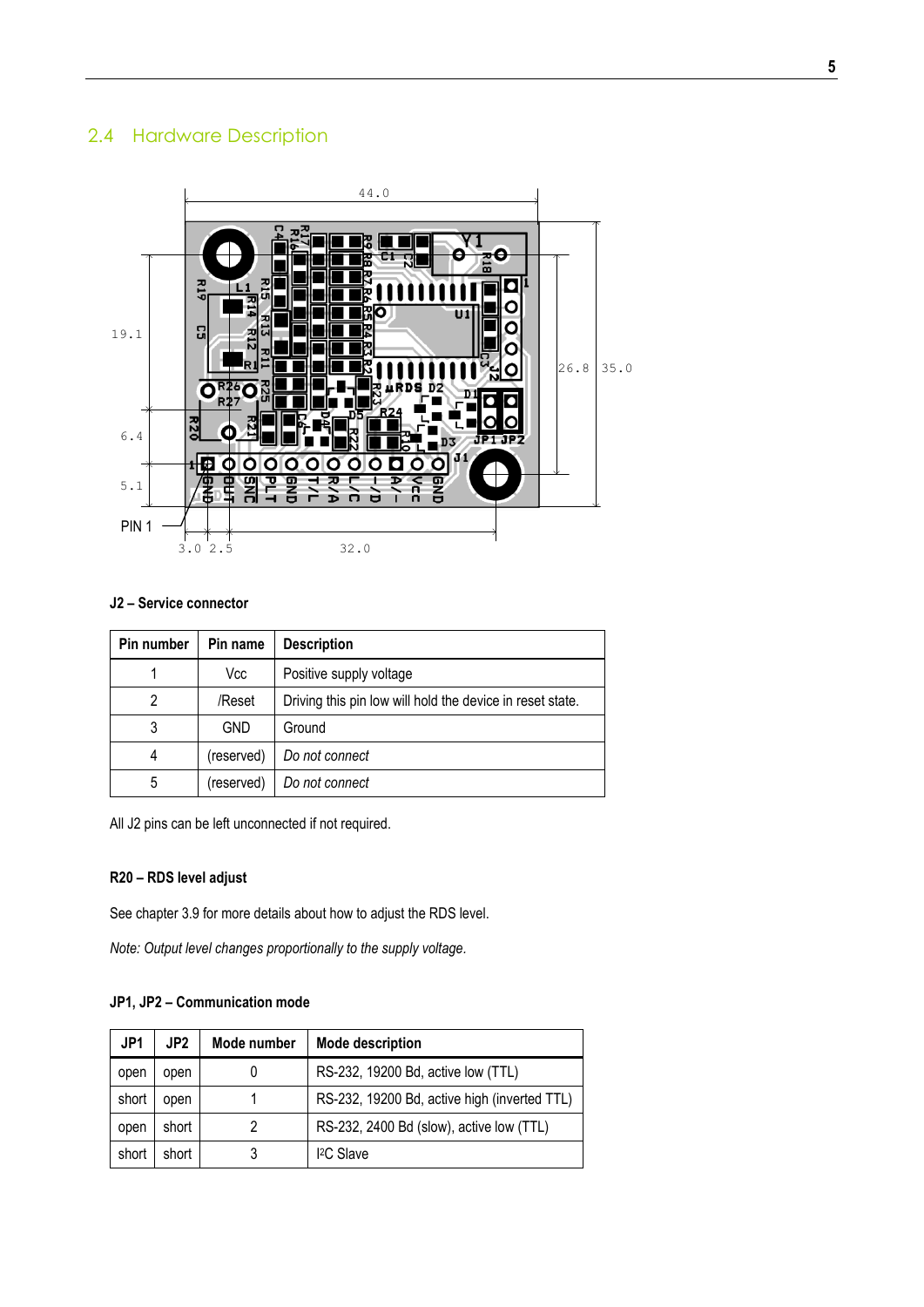## 2.4 Hardware Description

**J2 – Service connector**

| Pin number | Pin name | Description |
|---|---|---|
| 1 | Vcc | Positive supply voltage |
| 2 | /Reset | Driving this pin low will hold the device in reset state. |
| 3 | GND | Ground |
| 4 | (reserved) | *Do not connect* |
| 5 | (reserved) | *Do not connect* |

All J2 pins can be left unconnected if not required.

**R20 – RDS level adjust**

See chapter 3.9 for more details about how to adjust the RDS level.

*Note: Output level changes proportionally to the supply voltage.*

**JP1, JP2 – Communication mode**

| JP1 | JP2 | Mode number | Mode description |
|---|---|---|---|
| open | open | 0 | RS-232, 19200 Bd, active low (TTL) |
| short | open | 1 | RS-232, 19200 Bd, active high (inverted TTL) |
| open | short | 2 | RS-232, 2400 Bd (slow), active low (TTL) |
| short | short | 3 | I²C Slave |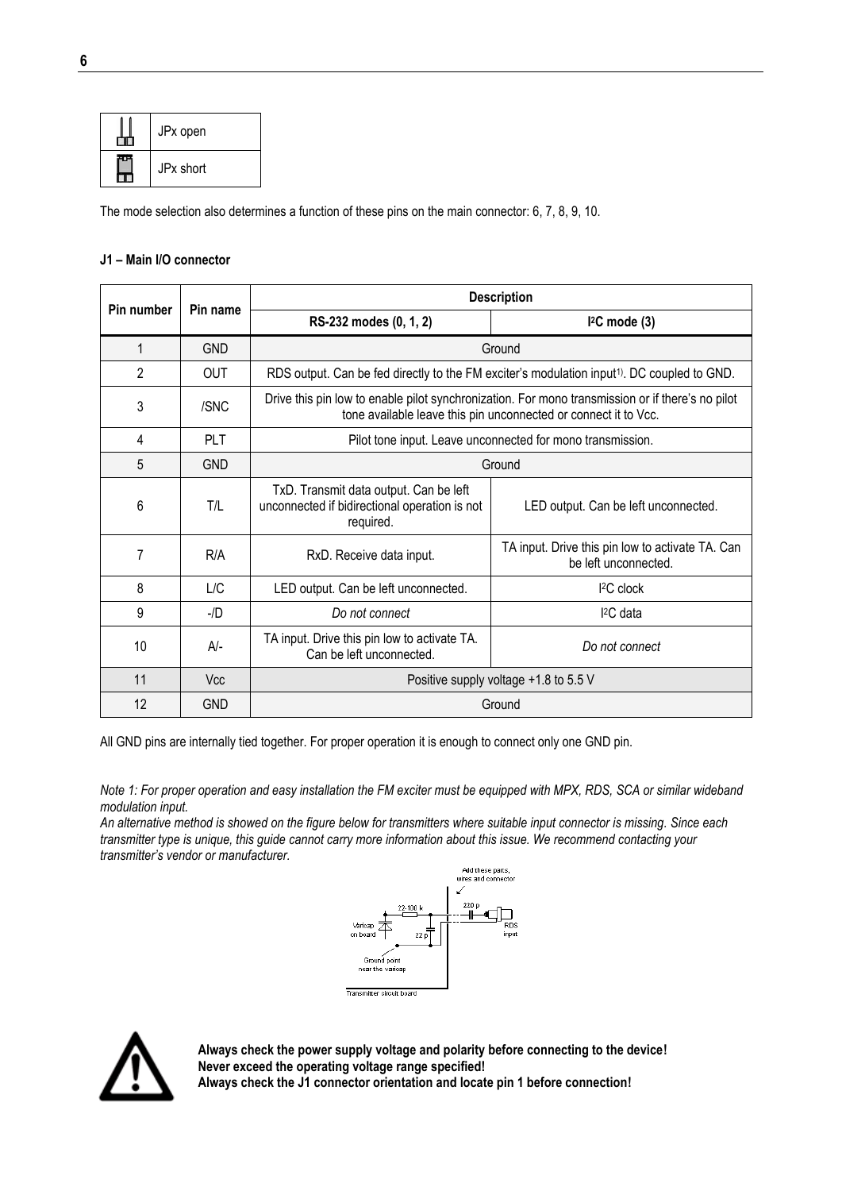| | |
|---|---|
| | JPx open |
| | JPx short |

The mode selection also determines a function of these pins on the main connector: 6, 7, 8, 9, 10.

**J1 – Main I/O connector**

| Pin number | Pin name | Description | |
|---|---|---|---|
| | | RS-232 modes (0, 1, 2) | I²C mode (3) |
| 1 | GND | Ground | |
| 2 | OUT | RDS output. Can be fed directly to the FM exciter's modulation input[1]. DC coupled to GND. | |
| 3 | /SNC | Drive this pin low to enable pilot synchronization. For mono transmission or if there's no pilot tone available leave this pin unconnected or connect it to Vcc. | |
| 4 | PLT | Pilot tone input. Leave unconnected for mono transmission. | |
| 5 | GND | Ground | |
| 6 | T/L | TxD. Transmit data output. Can be left unconnected if bidirectional operation is not required. | LED output. Can be left unconnected. |
| 7 | R/A | RxD. Receive data input. | TA input. Drive this pin low to activate TA. Can be left unconnected. |
| 8 | L/C | LED output. Can be left unconnected. | I²C clock |
| 9 | -/D | *Do not connect* | I²C data |
| 10 | A/- | TA input. Drive this pin low to activate TA. Can be left unconnected. | *Do not connect* |
| 11 | Vcc | Positive supply voltage +1.8 to 5.5 V | |
| 12 | GND | Ground | |

All GND pins are internally tied together. For proper operation it is enough to connect only one GND pin.

*Note 1: For proper operation and easy installation the FM exciter must be equipped with MPX, RDS, SCA or similar wideband modulation input.*
*An alternative method is showed on the figure below for transmitters where suitable input connector is missing. Since each transmitter type is unique, this guide cannot carry more information about this issue. We recommend contacting your transmitter's vendor or manufacturer.*

Add these parts, wires and connector

22-100 k

220 p

Varicap on board

22 p

RDS input

Ground point near the varicap

Transmitter circuit board

**Always check the power supply voltage and polarity before connecting to the device!**
**Never exceed the operating voltage range specified!**
**Always check the J1 connector orientation and locate pin 1 before connection!**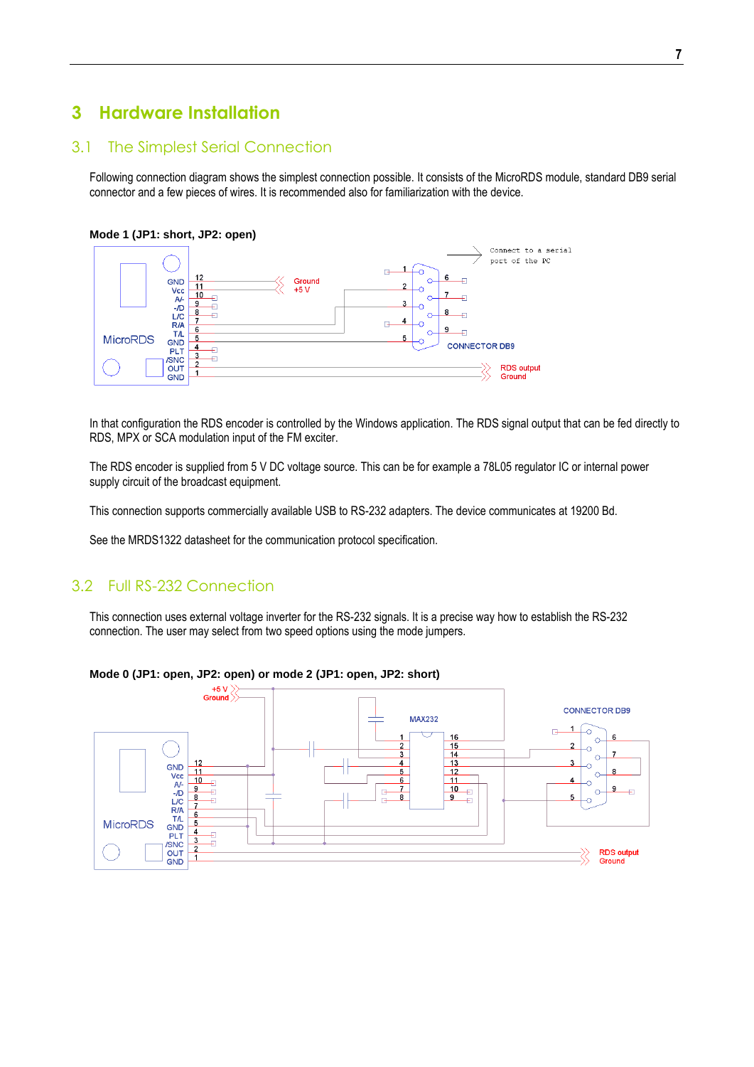// Hardware Installation

## 3.1 The Simplest Serial Connection

Following connection diagram shows the simplest connection possible. It consists of the MicroRDS module, standard DB9 serial connector and a few pieces of wires. It is recommended also for familiarization with the device.

**Mode 1 (JP1: short, JP2: open)**

In that configuration the RDS encoder is controlled by the Windows application. The RDS signal output that can be fed directly to RDS, MPX or SCA modulation input of the FM exciter.

The RDS encoder is supplied from 5 V DC voltage source. This can be for example a 78L05 regulator IC or internal power supply circuit of the broadcast equipment.

This connection supports commercially available USB to RS-232 adapters. The device communicates at 19200 Bd.

See the MRDS1322 datasheet for the communication protocol specification.

## 3.2 Full RS-232 Connection

This connection uses external voltage inverter for the RS-232 signals. It is a precise way how to establish the RS-232 connection. The user may select from two speed options using the mode jumpers.

**Mode 0 (JP1: open, JP2: open) or mode 2 (JP1: open, JP2: short)**

# 3 Hardware Installation

## 3.1 The Simplest Serial Connection

Following connection diagram shows the simplest connection possible. It consists of the MicroRDS module, standard DB9 serial connector and a few pieces of wires. It is recommended also for familiarization with the device.

**Mode 1 (JP1: short, JP2: open)**

In that configuration the RDS encoder is controlled by the Windows application. The RDS signal output that can be fed directly to RDS, MPX or SCA modulation input of the FM exciter.

The RDS encoder is supplied from 5 V DC voltage source. This can be for example a 78L05 regulator IC or internal power supply circuit of the broadcast equipment.

This connection supports commercially available USB to RS-232 adapters. The device communicates at 19200 Bd.

See the MRDS1322 datasheet for the communication protocol specification.

## 3.2 Full RS-232 Connection

This connection uses external voltage inverter for the RS-232 signals. It is a precise way how to establish the RS-232 connection. The user may select from two speed options using the mode jumpers.

**Mode 0 (JP1: open, JP2: open) or mode 2 (JP1: open, JP2: short)**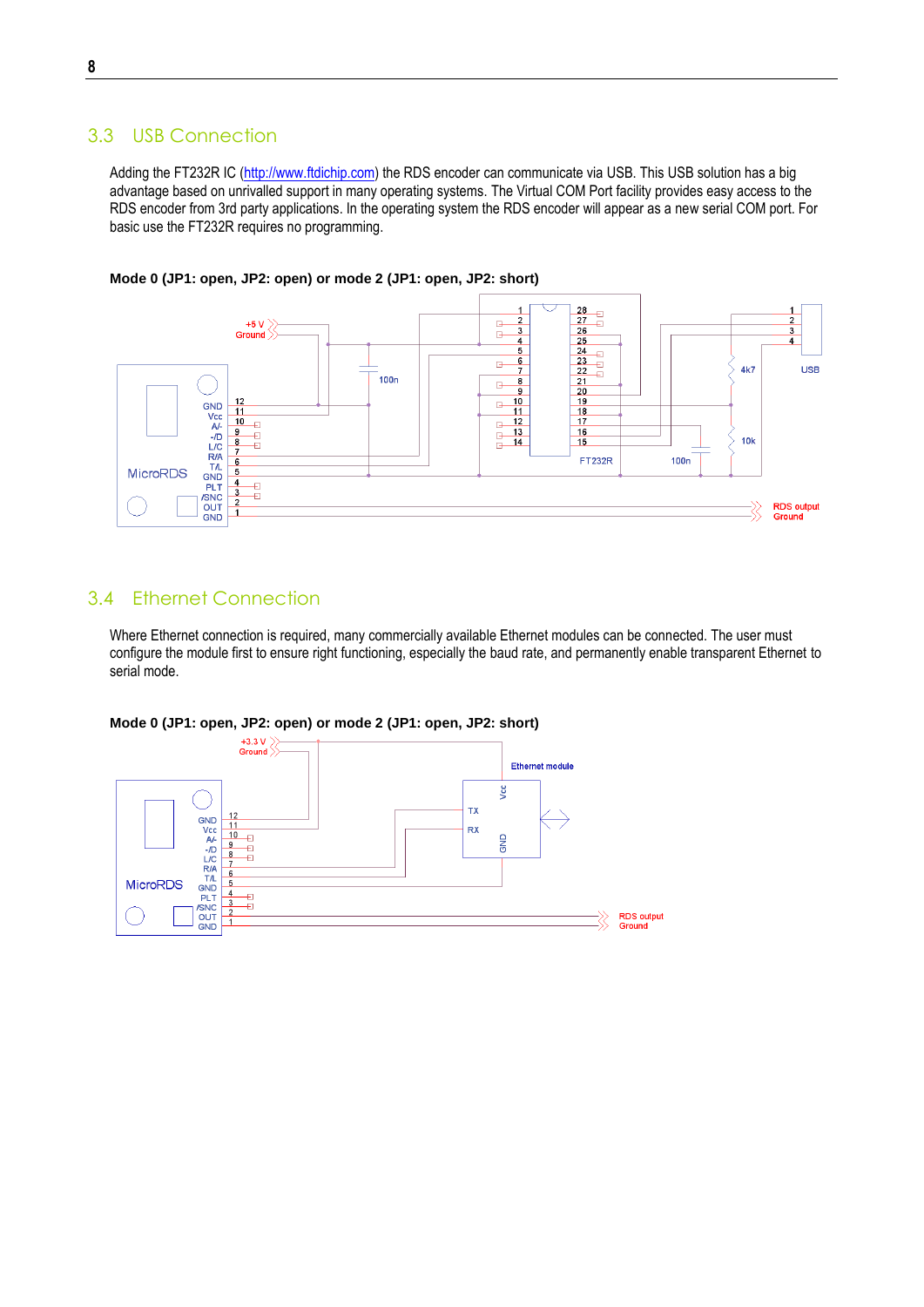## 3.3 USB Connection

Adding the FT232R IC (http://www.ftdichip.com) the RDS encoder can communicate via USB. This USB solution has a big advantage based on unrivalled support in many operating systems. The Virtual COM Port facility provides easy access to the RDS encoder from 3rd party applications. In the operating system the RDS encoder will appear as a new serial COM port. For basic use the FT232R requires no programming.

**Mode 0 (JP1: open, JP2: open) or mode 2 (JP1: open, JP2: short)**

## 3.4 Ethernet Connection

Where Ethernet connection is required, many commercially available Ethernet modules can be connected. The user must configure the module first to ensure right functioning, especially the baud rate, and permanently enable transparent Ethernet to serial mode.

**Mode 0 (JP1: open, JP2: open) or mode 2 (JP1: open, JP2: short)**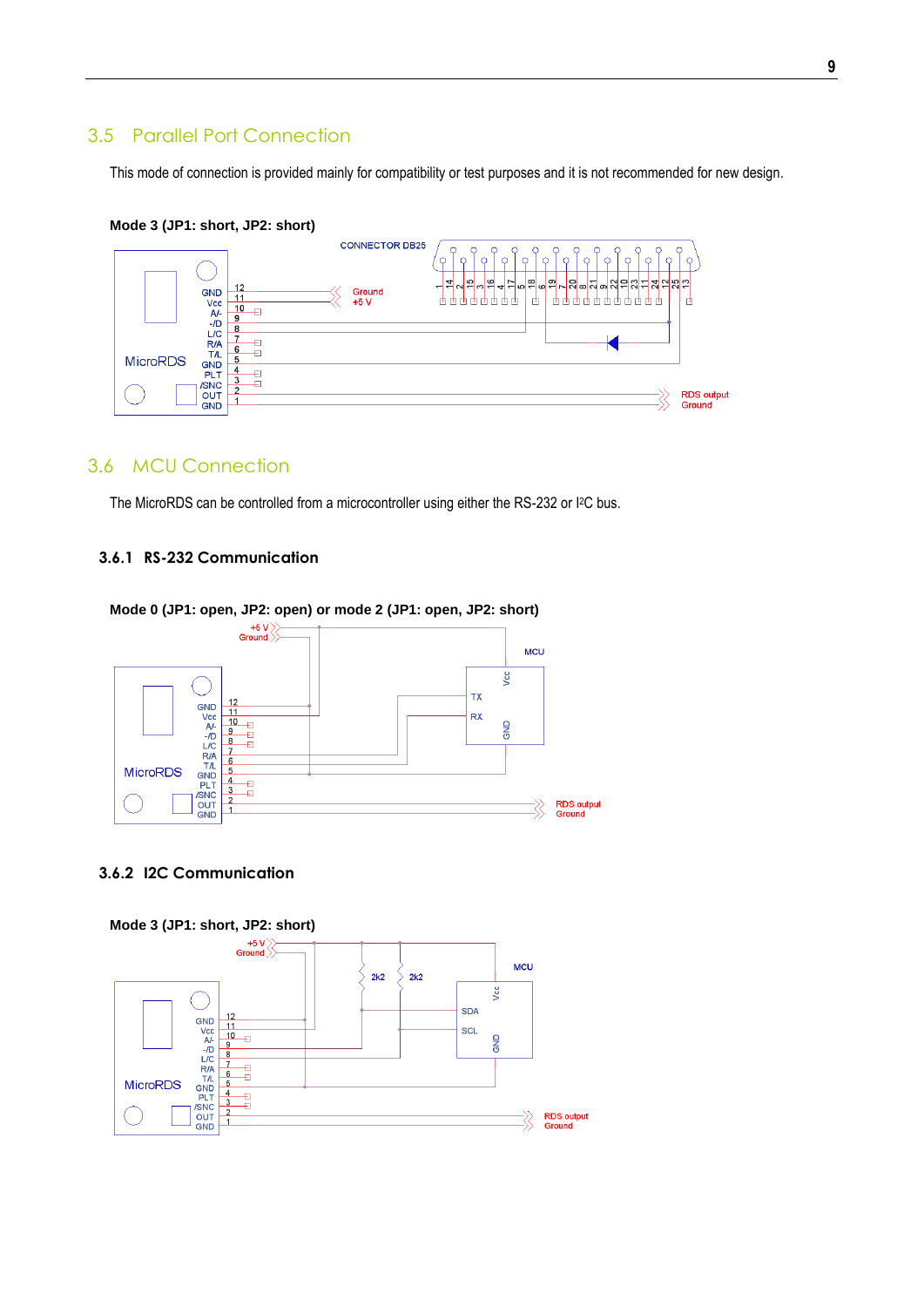## 3.5 Parallel Port Connection

This mode of connection is provided mainly for compatibility or test purposes and it is not recommended for new design.

**Mode 3 (JP1: short, JP2: short)**

## 3.6 MCU Connection

The MicroRDS can be controlled from a microcontroller using either the RS-232 or I²C bus.

### 3.6.1 RS-232 Communication

**Mode 0 (JP1: open, JP2: open) or mode 2 (JP1: open, JP2: short)**

### 3.6.2 I2C Communication

**Mode 3 (JP1: short, JP2: short)**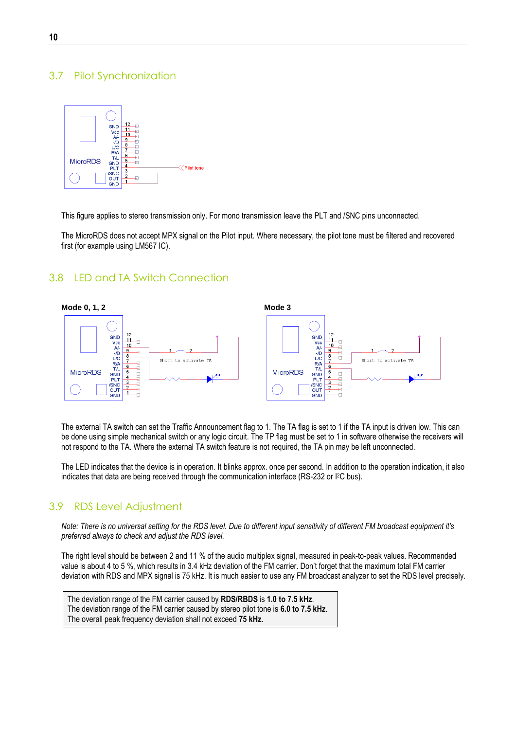## 3.7 Pilot Synchronization

This figure applies to stereo transmission only. For mono transmission leave the PLT and /SNC pins unconnected.

The MicroRDS does not accept MPX signal on the Pilot input. Where necessary, the pilot tone must be filtered and recovered first (for example using LM567 IC).

## 3.8 LED and TA Switch Connection

**Mode 0, 1, 2**

**Mode 3**

The external TA switch can set the Traffic Announcement flag to 1. The TA flag is set to 1 if the TA input is driven low. This can be done using simple mechanical switch or any logic circuit. The TP flag must be set to 1 in software otherwise the receivers will not respond to the TA. Where the external TA switch feature is not required, the TA pin may be left unconnected.

The LED indicates that the device is in operation. It blinks approx. once per second. In addition to the operation indication, it also indicates that data are being received through the communication interface (RS-232 or I²C bus).

## 3.9 RDS Level Adjustment

*Note: There is no universal setting for the RDS level. Due to different input sensitivity of different FM broadcast equipment it's preferred always to check and adjust the RDS level.*

The right level should be between 2 and 11 % of the audio multiplex signal, measured in peak-to-peak values. Recommended value is about 4 to 5 %, which results in 3.4 kHz deviation of the FM carrier. Don't forget that the maximum total FM carrier deviation with RDS and MPX signal is 75 kHz. It is much easier to use any FM broadcast analyzer to set the RDS level precisely.

> The deviation range of the FM carrier caused by **RDS/RBDS** is **1.0 to 7.5 kHz**.
> The deviation range of the FM carrier caused by stereo pilot tone is **6.0 to 7.5 kHz**.
> The overall peak frequency deviation shall not exceed **75 kHz**.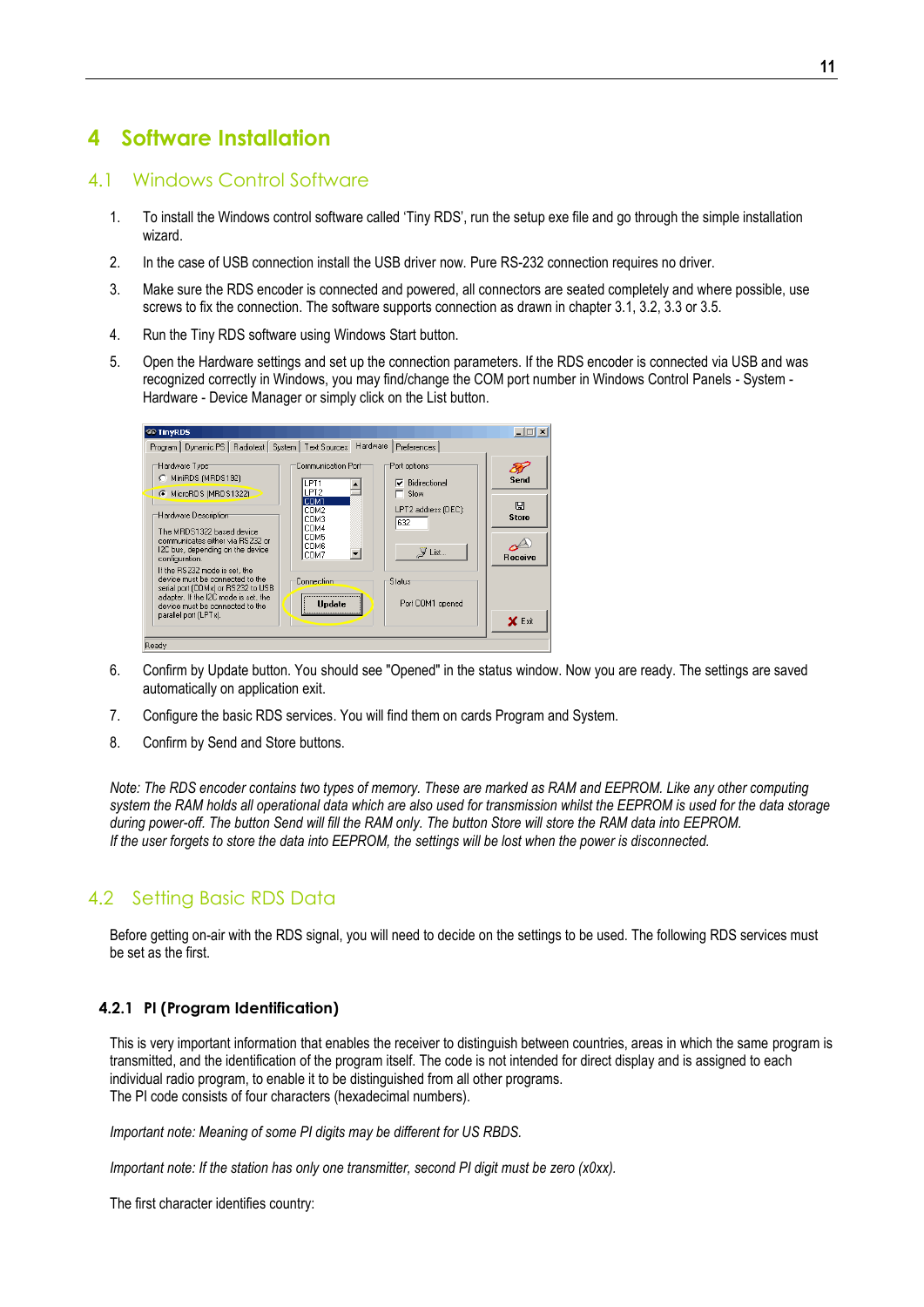# 4 Software Installation

## 4.1 Windows Control Software

1. To install the Windows control software called 'Tiny RDS', run the setup exe file and go through the simple installation wizard.
2. In the case of USB connection install the USB driver now. Pure RS-232 connection requires no driver.
3. Make sure the RDS encoder is connected and powered, all connectors are seated completely and where possible, use screws to fix the connection. The software supports connection as drawn in chapter 3.1, 3.2, 3.3 or 3.5.
4. Run the Tiny RDS software using Windows Start button.
5. Open the Hardware settings and set up the connection parameters. If the RDS encoder is connected via USB and was recognized correctly in Windows, you may find/change the COM port number in Windows Control Panels - System - Hardware - Device Manager or simply click on the List button.

6. Confirm by Update button. You should see "Opened" in the status window. Now you are ready. The settings are saved automatically on application exit.
7. Configure the basic RDS services. You will find them on cards Program and System.
8. Confirm by Send and Store buttons.

*Note: The RDS encoder contains two types of memory. These are marked as RAM and EEPROM. Like any other computing system the RAM holds all operational data which are also used for transmission whilst the EEPROM is used for the data storage during power-off. The button Send will fill the RAM only. The button Store will store the RAM data into EEPROM.*
*If the user forgets to store the data into EEPROM, the settings will be lost when the power is disconnected.*

## 4.2 Setting Basic RDS Data

Before getting on-air with the RDS signal, you will need to decide on the settings to be used. The following RDS services must be set as the first.

### 4.2.1 PI (Program Identification)

This is very important information that enables the receiver to distinguish between countries, areas in which the same program is transmitted, and the identification of the program itself. The code is not intended for direct display and is assigned to each individual radio program, to enable it to be distinguished from all other programs.
The PI code consists of four characters (hexadecimal numbers).

*Important note: Meaning of some PI digits may be different for US RBDS.*

*Important note: If the station has only one transmitter, second PI digit must be zero (x0xx).*

The first character identifies country: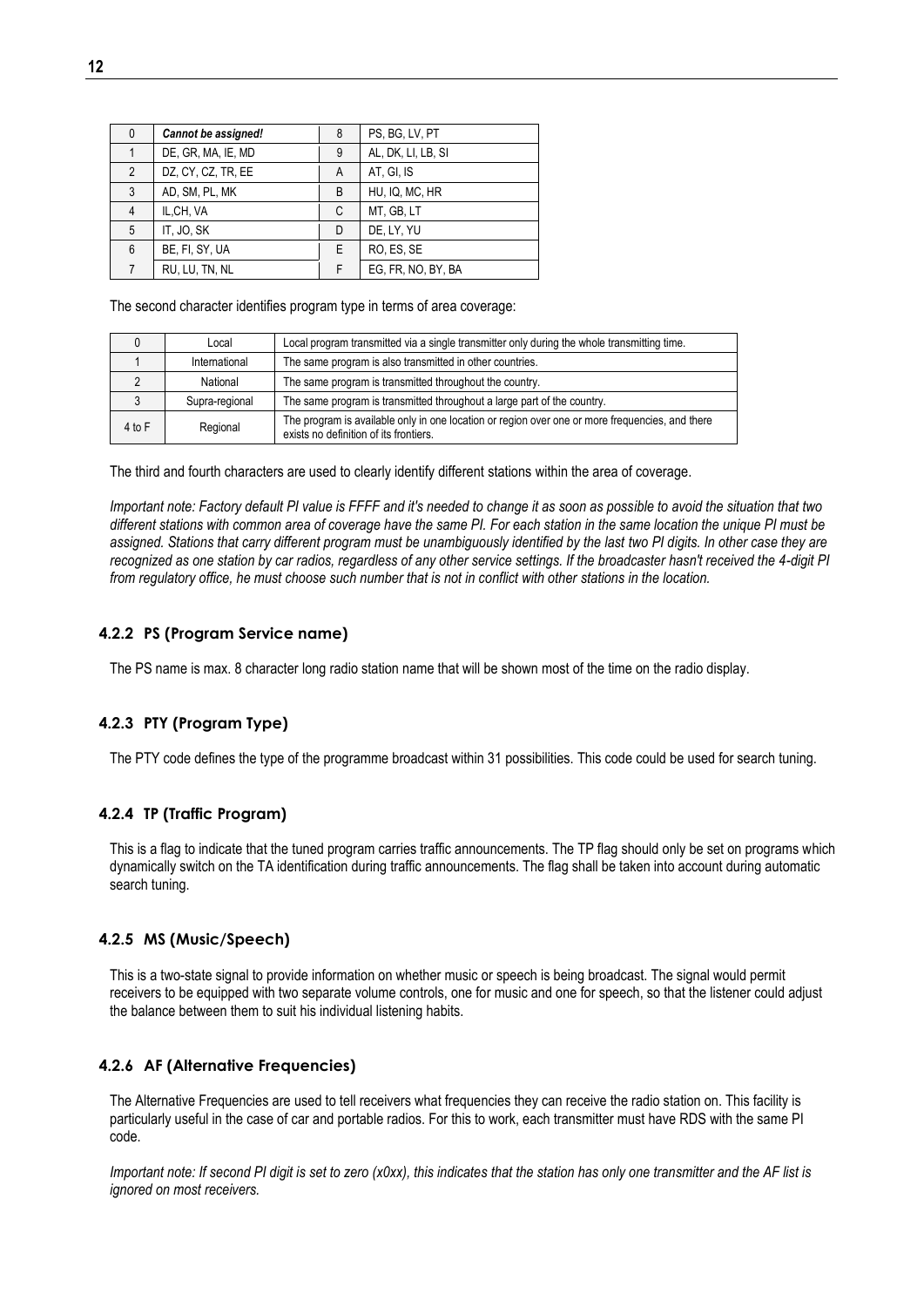| 0 | ***Cannot be assigned!*** | 8 | PS, BG, LV, PT |
|---|---|---|---|
| 1 | DE, GR, MA, IE, MD | 9 | AL, DK, LI, LB, SI |
| 2 | DZ, CY, CZ, TR, EE | A | AT, GI, IS |
| 3 | AD, SM, PL, MK | B | HU, IQ, MC, HR |
| 4 | IL,CH, VA | C | MT, GB, LT |
| 5 | IT, JO, SK | D | DE, LY, YU |
| 6 | BE, FI, SY, UA | E | RO, ES, SE |
| 7 | RU, LU, TN, NL | F | EG, FR, NO, BY, BA |

The second character identifies program type in terms of area coverage:

| 0 | Local | Local program transmitted via a single transmitter only during the whole transmitting time. |
|---|---|---|
| 1 | International | The same program is also transmitted in other countries. |
| 2 | National | The same program is transmitted throughout the country. |
| 3 | Supra-regional | The same program is transmitted throughout a large part of the country. |
| 4 to F | Regional | The program is available only in one location or region over one or more frequencies, and there exists no definition of its frontiers. |

The third and fourth characters are used to clearly identify different stations within the area of coverage.

*Important note: Factory default PI value is FFFF and it's needed to change it as soon as possible to avoid the situation that two different stations with common area of coverage have the same PI. For each station in the same location the unique PI must be assigned. Stations that carry different program must be unambiguously identified by the last two PI digits. In other case they are recognized as one station by car radios, regardless of any other service settings. If the broadcaster hasn't received the 4-digit PI from regulatory office, he must choose such number that is not in conflict with other stations in the location.*

### 4.2.2 PS (Program Service name)

The PS name is max. 8 character long radio station name that will be shown most of the time on the radio display.

### 4.2.3 PTY (Program Type)

The PTY code defines the type of the programme broadcast within 31 possibilities. This code could be used for search tuning.

### 4.2.4 TP (Traffic Program)

This is a flag to indicate that the tuned program carries traffic announcements. The TP flag should only be set on programs which dynamically switch on the TA identification during traffic announcements. The flag shall be taken into account during automatic search tuning.

### 4.2.5 MS (Music/Speech)

This is a two-state signal to provide information on whether music or speech is being broadcast. The signal would permit receivers to be equipped with two separate volume controls, one for music and one for speech, so that the listener could adjust the balance between them to suit his individual listening habits.

### 4.2.6 AF (Alternative Frequencies)

The Alternative Frequencies are used to tell receivers what frequencies they can receive the radio station on. This facility is particularly useful in the case of car and portable radios. For this to work, each transmitter must have RDS with the same PI code.

*Important note: If second PI digit is set to zero (x0xx), this indicates that the station has only one transmitter and the AF list is ignored on most receivers.*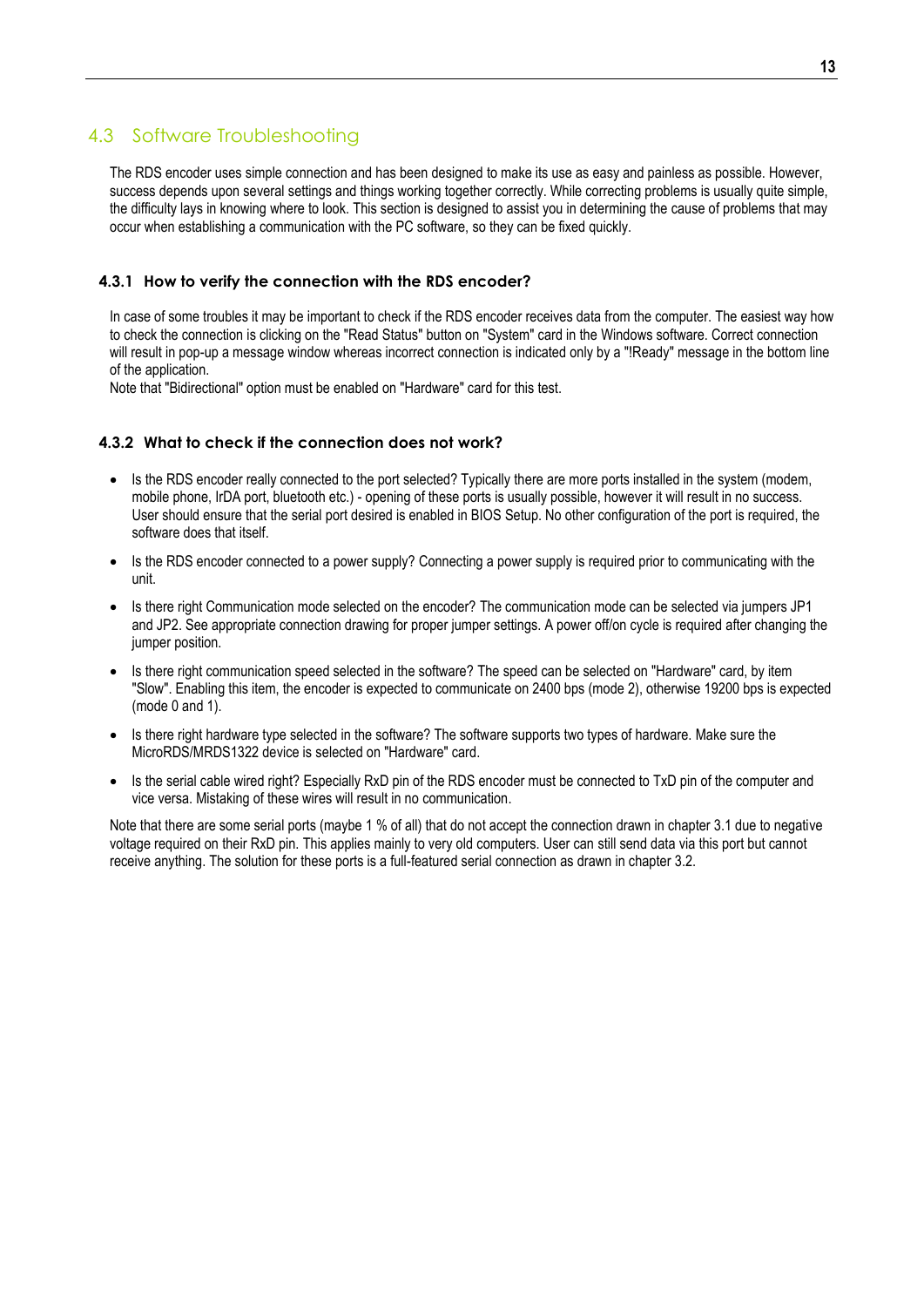## 4.3 Software Troubleshooting

The RDS encoder uses simple connection and has been designed to make its use as easy and painless as possible. However, success depends upon several settings and things working together correctly. While correcting problems is usually quite simple, the difficulty lays in knowing where to look. This section is designed to assist you in determining the cause of problems that may occur when establishing a communication with the PC software, so they can be fixed quickly.

### 4.3.1 How to verify the connection with the RDS encoder?

In case of some troubles it may be important to check if the RDS encoder receives data from the computer. The easiest way how to check the connection is clicking on the "Read Status" button on "System" card in the Windows software. Correct connection will result in pop-up a message window whereas incorrect connection is indicated only by a "!Ready" message in the bottom line of the application.

Note that "Bidirectional" option must be enabled on "Hardware" card for this test.

### 4.3.2 What to check if the connection does not work?

- Is the RDS encoder really connected to the port selected? Typically there are more ports installed in the system (modem, mobile phone, IrDA port, bluetooth etc.) - opening of these ports is usually possible, however it will result in no success. User should ensure that the serial port desired is enabled in BIOS Setup. No other configuration of the port is required, the software does that itself.
- Is the RDS encoder connected to a power supply? Connecting a power supply is required prior to communicating with the unit.
- Is there right Communication mode selected on the encoder? The communication mode can be selected via jumpers JP1 and JP2. See appropriate connection drawing for proper jumper settings. A power off/on cycle is required after changing the jumper position.
- Is there right communication speed selected in the software? The speed can be selected on "Hardware" card, by item "Slow". Enabling this item, the encoder is expected to communicate on 2400 bps (mode 2), otherwise 19200 bps is expected (mode 0 and 1).
- Is there right hardware type selected in the software? The software supports two types of hardware. Make sure the MicroRDS/MRDS1322 device is selected on "Hardware" card.
- Is the serial cable wired right? Especially RxD pin of the RDS encoder must be connected to TxD pin of the computer and vice versa. Mistaking of these wires will result in no communication.

Note that there are some serial ports (maybe 1 % of all) that do not accept the connection drawn in chapter 3.1 due to negative voltage required on their RxD pin. This applies mainly to very old computers. User can still send data via this port but cannot receive anything. The solution for these ports is a full-featured serial connection as drawn in chapter 3.2.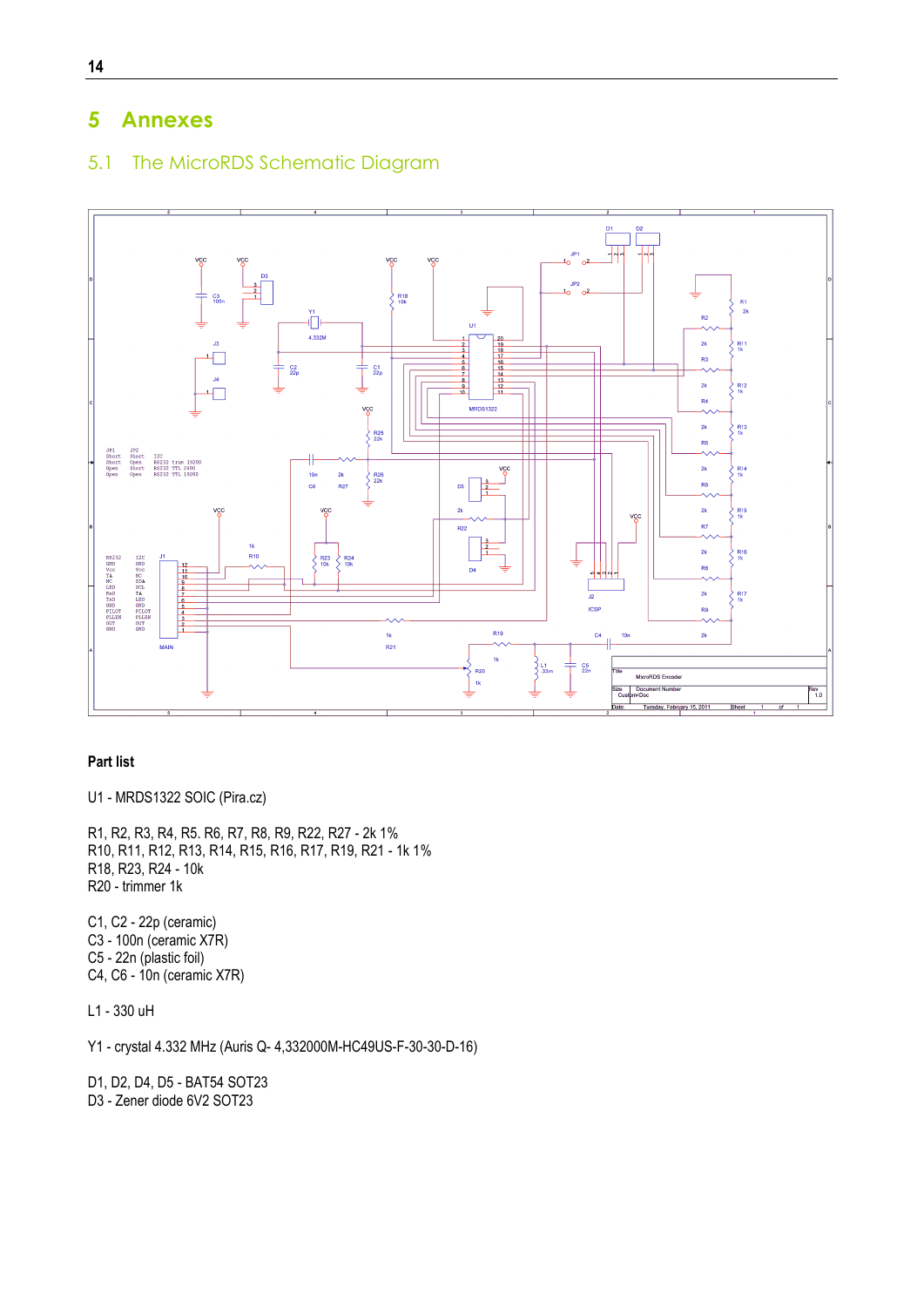# 5 Annexes

## 5.1 The MicroRDS Schematic Diagram

**Part list**

U1 - MRDS1322 SOIC (Pira.cz)

R1, R2, R3, R4, R5. R6, R7, R8, R9, R22, R27 - 2k 1%
R10, R11, R12, R13, R14, R15, R16, R17, R19, R21 - 1k 1%
R18, R23, R24 - 10k
R20 - trimmer 1k

C1, C2 - 22p (ceramic)
C3 - 100n (ceramic X7R)
C5 - 22n (plastic foil)
C4, C6 - 10n (ceramic X7R)

L1 - 330 uH

Y1 - crystal 4.332 MHz (Auris Q- 4,332000M-HC49US-F-30-30-D-16)

D1, D2, D4, D5 - BAT54 SOT23
D3 - Zener diode 6V2 SOT23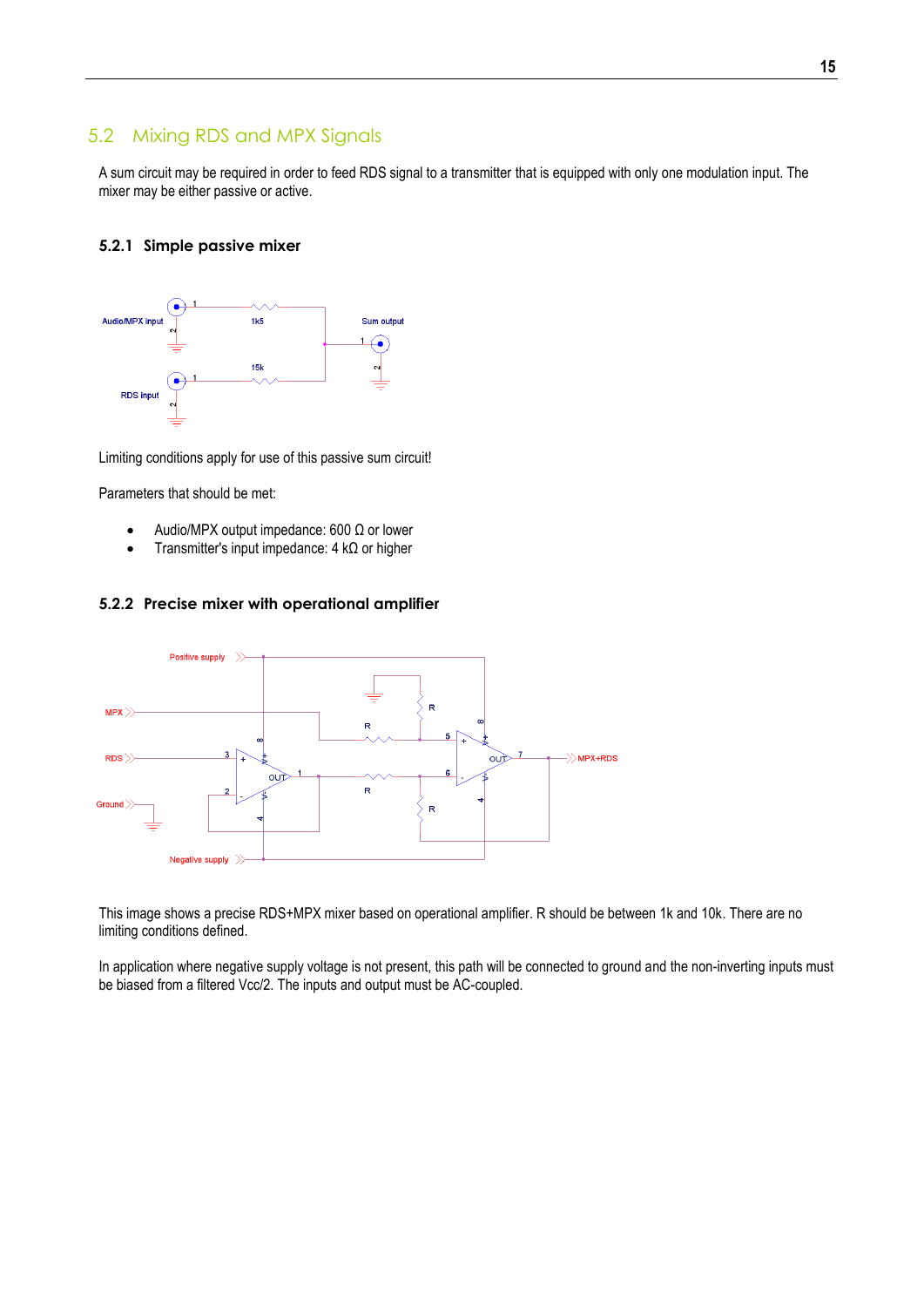## 5.2 Mixing RDS and MPX Signals

A sum circuit may be required in order to feed RDS signal to a transmitter that is equipped with only one modulation input. The mixer may be either passive or active.

### 5.2.1 Simple passive mixer

Audio/MPX input
1k5
Sum output
15k
RDS input

Limiting conditions apply for use of this passive sum circuit!

Parameters that should be met:

- Audio/MPX output impedance: 600 Ω or lower
- Transmitter's input impedance: 4 kΩ or higher

### 5.2.2 Precise mixer with operational amplifier

Positive supply
MPX
RDS
Ground
Negative supply
R
R
R
R
OUT
OUT
MPX+RDS

This image shows a precise RDS+MPX mixer based on operational amplifier. R should be between 1k and 10k. There are no limiting conditions defined.

In application where negative supply voltage is not present, this path will be connected to ground and the non-inverting inputs must be biased from a filtered Vcc/2. The inputs and output must be AC-coupled.